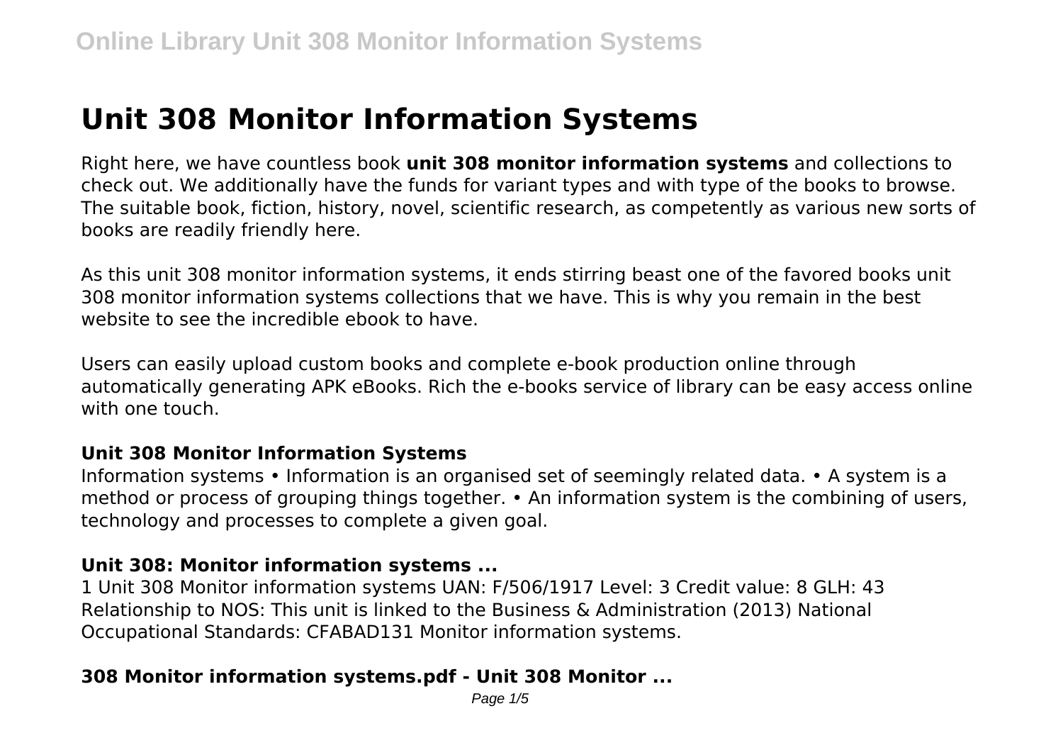# Unit 308 Monitor Information Systems

Right here, we have countless book **unit 308 monitor information systems** and collections to check out. We additionally have the funds for variant types and with type of the books to browse. The suitable book, fiction, history, novel, scientific research, as competently as various new sorts of books are readily friendly here.

As this unit 308 monitor information systems, it ends stirring beast one of the favored books unit 308 monitor information systems collections that we have. This is why you remain in the best website to see the incredible ebook to have.

Users can easily upload custom books and complete e-book production online through automatically generating APK eBooks. Rich the e-books service of library can be easy access online with one touch.

### Unit 308 Monitor Information Systems

Information systems • Information is an organised set of seemingly related data. • A system is a method or process of grouping things together. • An information system is the combining of users, technology and processes to complete a given goal.

### Unit 308: Monitor information systems ...

1 Unit 308 Monitor information systems UAN: F/506/1917 Level: 3 Credit value: 8 GLH: 43 Relationship to NOS: This unit is linked to the Business & Administration (2013) National Occupational Standards: CFABAD131 Monitor information systems.

### 308 Monitor information systems.pdf - Unit 308 Monitor ...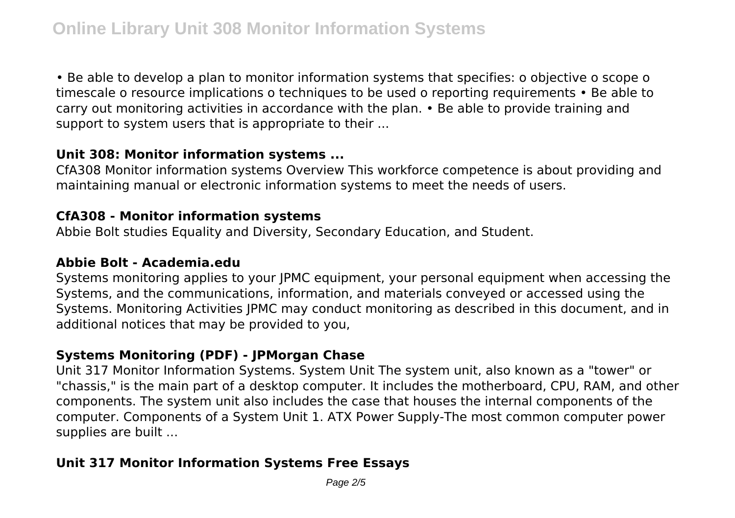• Be able to develop a plan to monitor information systems that specifies: o objective o scope o timescale o resource implications o techniques to be used o reporting requirements • Be able to carry out monitoring activities in accordance with the plan. • Be able to provide training and support to system users that is appropriate to their ...

### Unit 308: Monitor information systems ...

CfA308 Monitor information systems Overview This workforce competence is about providing and maintaining manual or electronic information systems to meet the needs of users.

### CfA308 - Monitor information systems

Abbie Bolt studies Equality and Diversity, Secondary Education, and Student.

### Abbie Bolt - Academia.edu

Systems monitoring applies to your JPMC equipment, your personal equipment when accessing the Systems, and the communications, information, and materials conveyed or accessed using the Systems. Monitoring Activities JPMC may conduct monitoring as described in this document, and in additional notices that may be provided to you,

### Systems Monitoring (PDF) - JPMorgan Chase

Unit 317 Monitor Information Systems. System Unit The system unit, also known as a "tower" or "chassis," is the main part of a desktop computer. It includes the motherboard, CPU, RAM, and other components. The system unit also includes the case that houses the internal components of the computer. Components of a System Unit 1. ATX Power Supply-The most common computer power supplies are built ...

### Unit 317 Monitor Information Systems Free Essays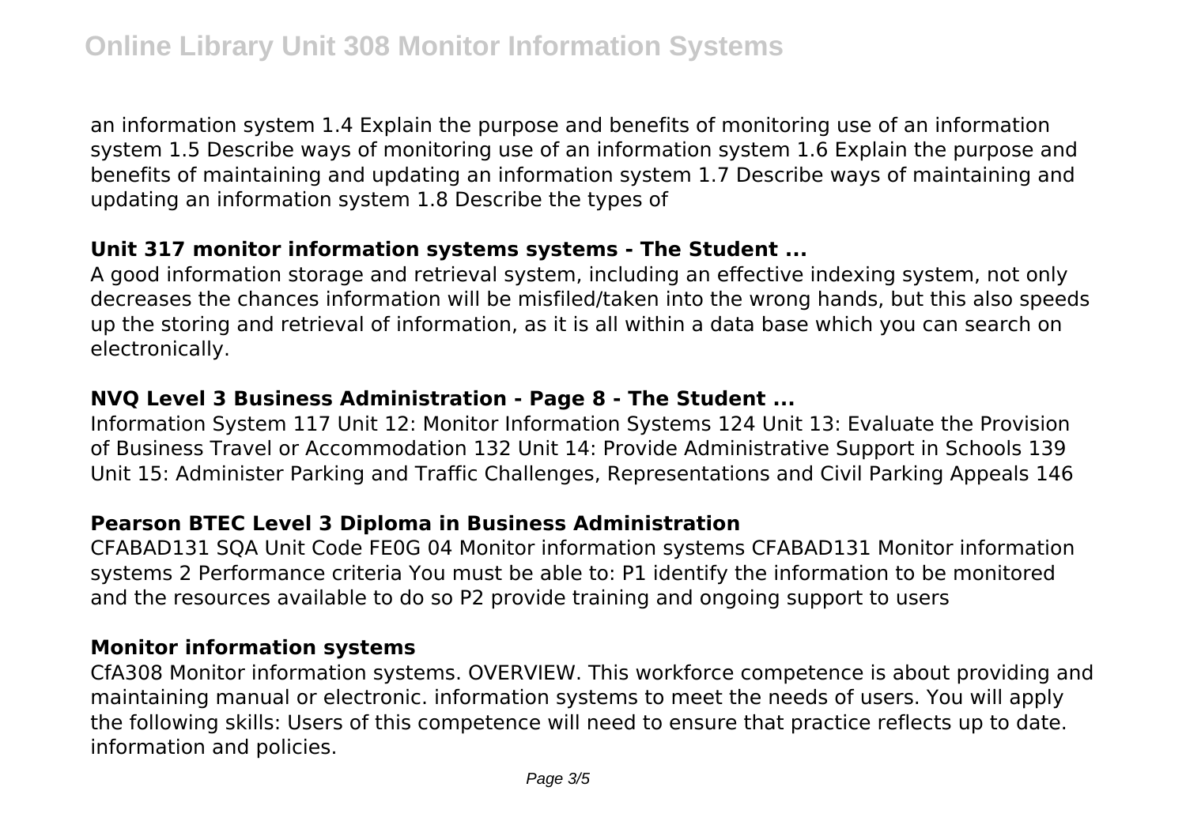an information system 1.4 Explain the purpose and benefits of monitoring use of an information system 1.5 Describe ways of monitoring use of an information system 1.6 Explain the purpose and benefits of maintaining and updating an information system 1.7 Describe ways of maintaining and updating an information system 1.8 Describe the types of

### Unit 317 monitor information systems systems - The Student ...

A good information storage and retrieval system, including an effective indexing system, not only decreases the chances information will be misfiled/taken into the wrong hands, but this also speeds up the storing and retrieval of information, as it is all within a data base which you can search on electronically.

### NVQ Level 3 Business Administration - Page 8 - The Student ...

Information System 117 Unit 12: Monitor Information Systems 124 Unit 13: Evaluate the Provision of Business Travel or Accommodation 132 Unit 14: Provide Administrative Support in Schools 139 Unit 15: Administer Parking and Traffic Challenges, Representations and Civil Parking Appeals 146

### Pearson BTEC Level 3 Diploma in Business Administration

CFABAD131 SQA Unit Code FE0G 04 Monitor information systems CFABAD131 Monitor information systems 2 Performance criteria You must be able to: P1 identify the information to be monitored and the resources available to do so P2 provide training and ongoing support to users

### Monitor information systems

CfA308 Monitor information systems. OVERVIEW. This workforce competence is about providing and maintaining manual or electronic. information systems to meet the needs of users. You will apply the following skills: Users of this competence will need to ensure that practice reflects up to date. information and policies.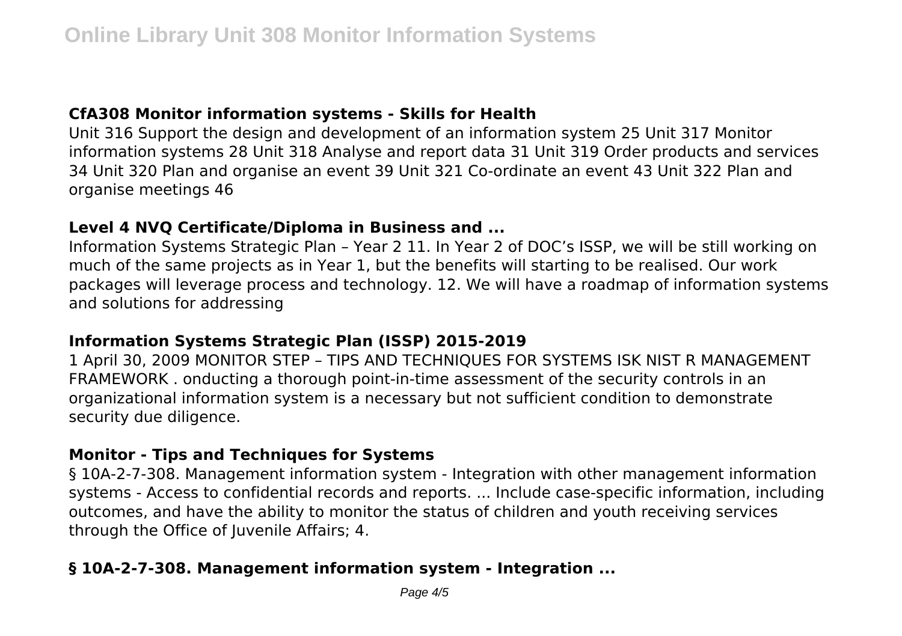### CfA308 Monitor information systems - Skills for Health

Unit 316 Support the design and development of an information system 25 Unit 317 Monitor information systems 28 Unit 318 Analyse and report data 31 Unit 319 Order products and services 34 Unit 320 Plan and organise an event 39 Unit 321 Co-ordinate an event 43 Unit 322 Plan and organise meetings 46

### Level 4 NVQ Certificate/Diploma in Business and ...

Information Systems Strategic Plan – Year 2 11. In Year 2 of DOC's ISSP, we will be still working on much of the same projects as in Year 1, but the benefits will starting to be realised. Our work packages will leverage process and technology. 12. We will have a roadmap of information systems and solutions for addressing

### Information Systems Strategic Plan (ISSP) 2015-2019

1 April 30, 2009 MONITOR STEP – TIPS AND TECHNIQUES FOR SYSTEMS ISK NIST R MANAGEMENT FRAMEWORK . onducting a thorough point-in-time assessment of the security controls in an organizational information system is a necessary but not sufficient condition to demonstrate security due diligence.

### Monitor - Tips and Techniques for Systems

§ 10A-2-7-308. Management information system - Integration with other management information systems - Access to confidential records and reports. ... Include case-specific information, including outcomes, and have the ability to monitor the status of children and youth receiving services through the Office of Juvenile Affairs; 4.

### § 10A-2-7-308. Management information system - Integration ...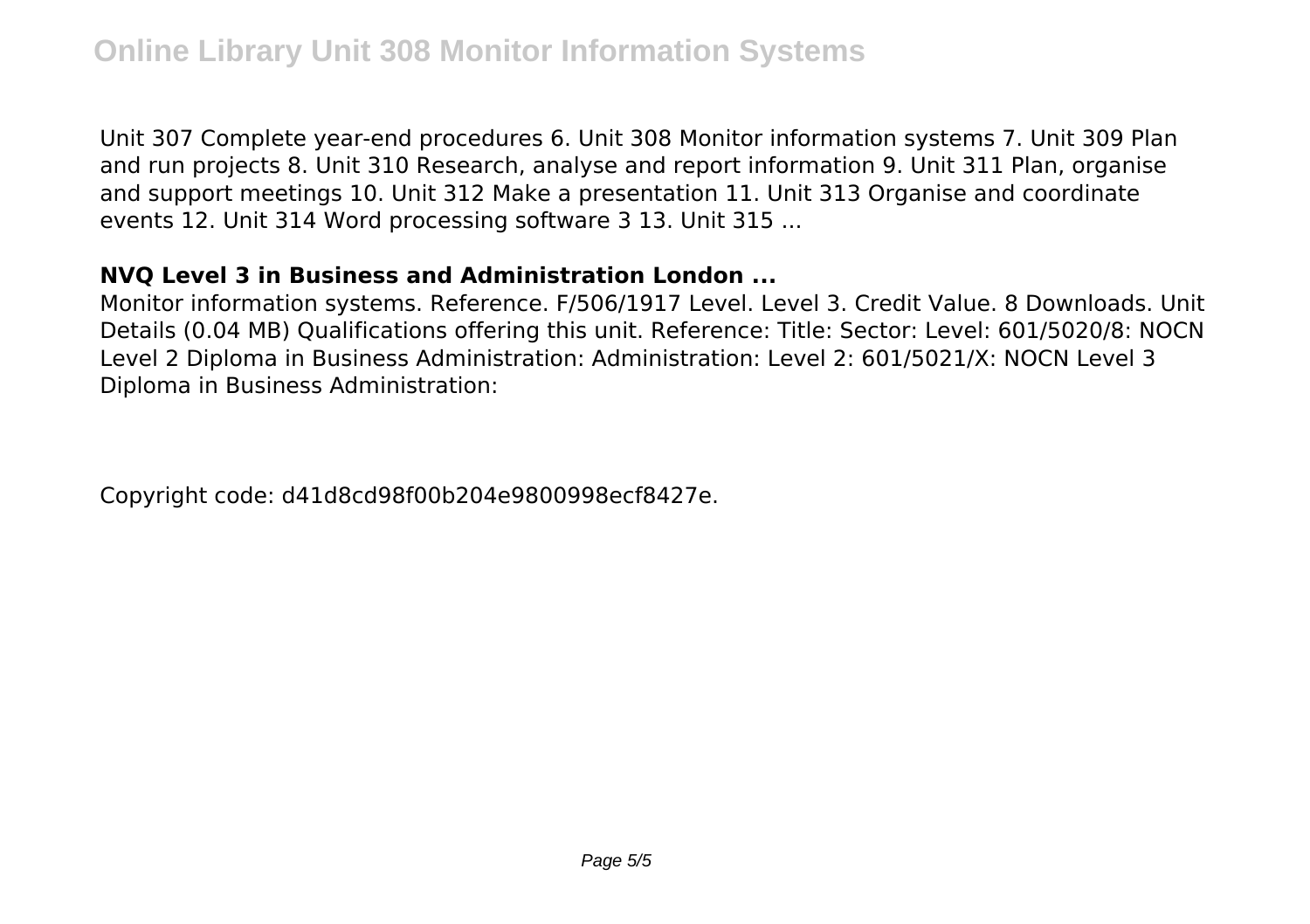Unit 307 Complete year-end procedures 6. Unit 308 Monitor information systems 7. Unit 309 Plan and run projects 8. Unit 310 Research, analyse and report information 9. Unit 311 Plan, organise and support meetings 10. Unit 312 Make a presentation 11. Unit 313 Organise and coordinate events 12. Unit 314 Word processing software 3 13. Unit 315 ...

**NVQ Level 3 in Business and Administration London ...**

Monitor information systems. Reference. F/506/1917 Level. Level 3. Credit Value. 8 Downloads. Unit Details (0.04 MB) Qualifications offering this unit. Reference: Title: Sector: Level: 601/5020/8: NOCN Level 2 Diploma in Business Administration: Administration: Level 2: 601/5021/X: NOCN Level 3 Diploma in Business Administration:

Copyright code: d41d8cd98f00b204e9800998ecf8427e.